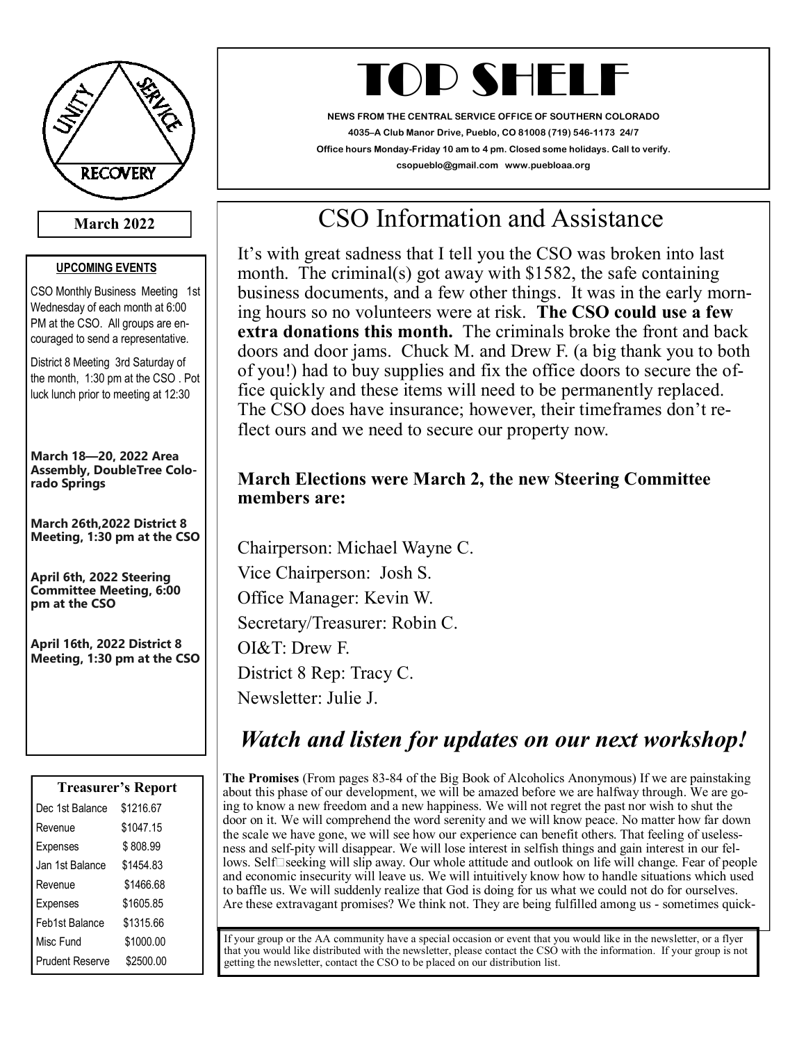# TOP SHELF

**NEWS FROM THE CENTRAL SERVICE OFFICE OF SOUTHERN COLORADO**

**4035–A Club Manor Drive, Pueblo, CO 81008 (719) 546-1173 24/7**

**Office hours Monday-Friday 10 am to 4 pm. Closed some holidays. Call to verify.**

**csopueblo@gmail.com www.puebloaa.org**

UNITY SERVICE RECOVERY

**March 2022**

## CSO Information and Assistance

It's with great sadness that I tell you the CSO was broken into last month. The criminal(s) got away with $1582, the safe containing business documents, and a few other things. It was in the early morning hours so no volunteers were at risk. **The CSO could use a few extra donations this month.** The criminals broke the front and back doors and door jams. Chuck M. and Drew F. (a big thank you to both of you!) had to buy supplies and fix the office doors to secure the office quickly and these items will need to be permanently replaced. The CSO does have insurance; however, their timeframes don't reflect ours and we need to secure our property now.

**March Elections were March 2, the new Steering Committee members are:**

Chairperson: Michael Wayne C.
Vice Chairperson: Josh S.
Office Manager: Kevin W.
Secretary/Treasurer: Robin C.
OI&T: Drew F.
District 8 Rep: Tracy C.
Newsletter: Julie J.

## *Watch and listen for updates on our next workshop!*

**The Promises** (From pages 83-84 of the Big Book of Alcoholics Anonymous) If we are painstaking about this phase of our development, we will be amazed before we are halfway through. We are going to know a new freedom and a new happiness. We will not regret the past nor wish to shut the door on it. We will comprehend the word serenity and we will know peace. No matter how far down the scale we have gone, we will see how our experience can benefit others. That feeling of uselessness and self-pity will disappear. We will lose interest in selfish things and gain interest in our fellows. Self-seeking will slip away. Our whole attitude and outlook on life will change. Fear of people and economic insecurity will leave us. We will intuitively know how to handle situations which used to baffle us. We will suddenly realize that God is doing for us what we could not do for ourselves. Are these extravagant promises? We think not. They are being fulfilled among us - sometimes quick-

If your group or the AA community have a special occasion or event that you would like in the newsletter, or a flyer that you would like distributed with the newsletter, please contact the CSO with the information. If your group is not getting the newsletter, contact the CSO to be placed on our distribution list.

### UPCOMING EVENTS

CSO Monthly Business Meeting 1st Wednesday of each month at 6:00 PM at the CSO. All groups are encouraged to send a representative.

District 8 Meeting 3rd Saturday of the month, 1:30 pm at the CSO . Pot luck lunch prior to meeting at 12:30

**March 18—20, 2022 Area Assembly, DoubleTree Colorado Springs**

**March 26th,2022 District 8 Meeting, 1:30 pm at the CSO**

**April 6th, 2022 Steering Committee Meeting, 6:00 pm at the CSO**

**April 16th, 2022 District 8 Meeting, 1:30 pm at the CSO**

### Treasurer's Report

| | |
|---|---|
| Dec 1st Balance | $1216.67 |
| Revenue | $1047.15 |
| Expenses | $ 808.99 |
| Jan 1st Balance | $1454.83 |
| Revenue | $1466.68 |
| Expenses | $1605.85 |
| Feb1st Balance | $1315.66 |
| Misc Fund | $1000.00 |
| Prudent Reserve | $2500.00 |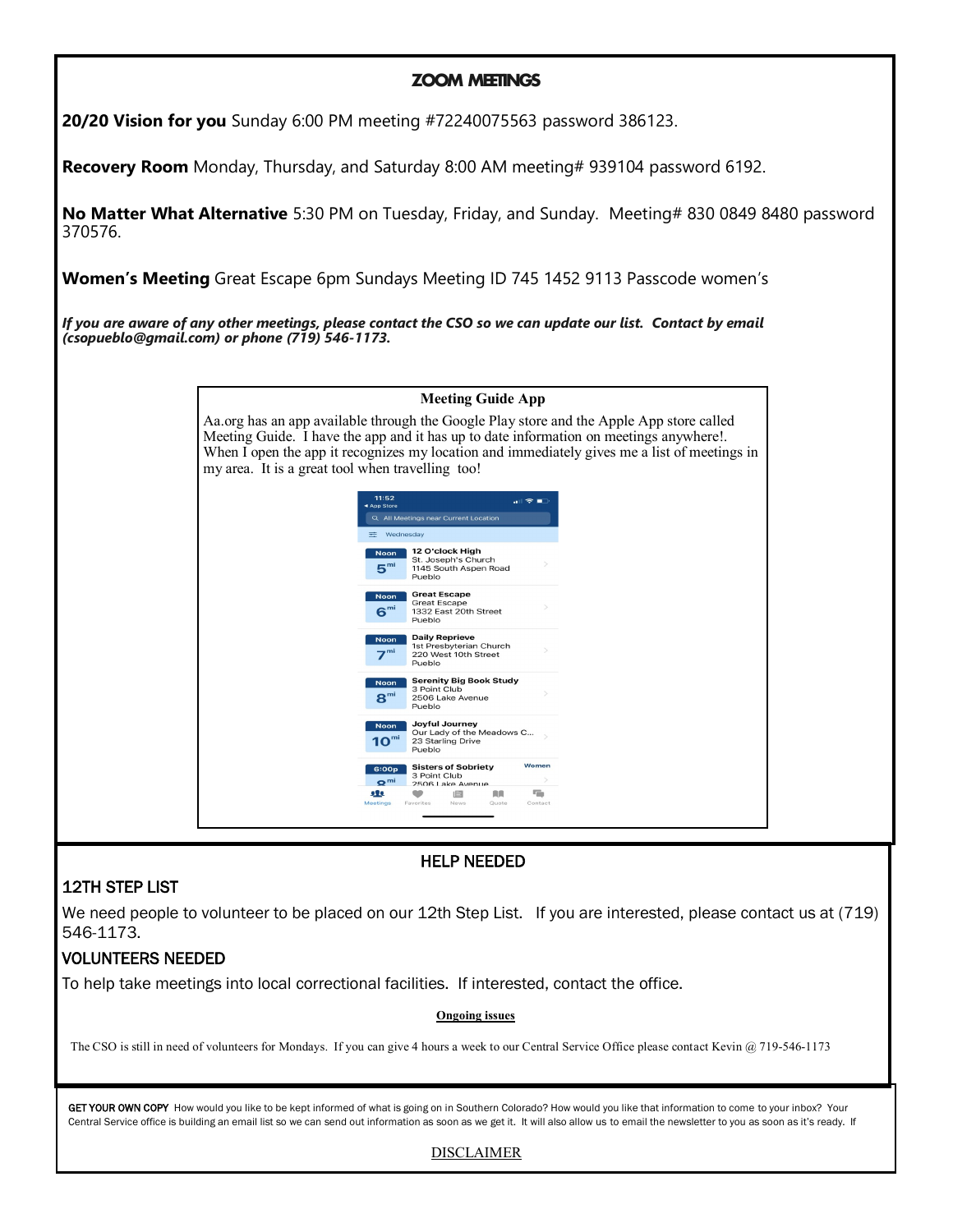## ZOOM MEETINGS

**20/20 Vision for you** Sunday 6:00 PM meeting #72240075563 password 386123.

**Recovery Room** Monday, Thursday, and Saturday 8:00 AM meeting# 939104 password 6192.

**No Matter What Alternative** 5:30 PM on Tuesday, Friday, and Sunday. Meeting# 830 0849 8480 password 370576.

**Women's Meeting** Great Escape 6pm Sundays Meeting ID 745 1452 9113 Passcode women's

***If you are aware of any other meetings, please contact the CSO so we can update our list. Contact by email (csopueblo@gmail.com) or phone (719) 546-1173.***

### Meeting Guide App

Aa.org has an app available through the Google Play store and the Apple App store called Meeting Guide. I have the app and it has up to date information on meetings anywhere!. When I open the app it recognizes my location and immediately gives me a list of meetings in my area. It is a great tool when travelling too!

## HELP NEEDED

### 12TH STEP LIST

We need people to volunteer to be placed on our 12th Step List. If you are interested, please contact us at (719) 546-1173.

### VOLUNTEERS NEEDED

To help take meetings into local correctional facilities. If interested, contact the office.

**Ongoing issues**

The CSO is still in need of volunteers for Mondays. If you can give 4 hours a week to our Central Service Office please contact Kevin @ 719-546-1173

**GET YOUR OWN COPY** How would you like to be kept informed of what is going on in Southern Colorado? How would you like that information to come to your inbox? Your Central Service office is building an email list so we can send out information as soon as we get it. It will also allow us to email the newsletter to you as soon as it's ready. If

DISCLAIMER